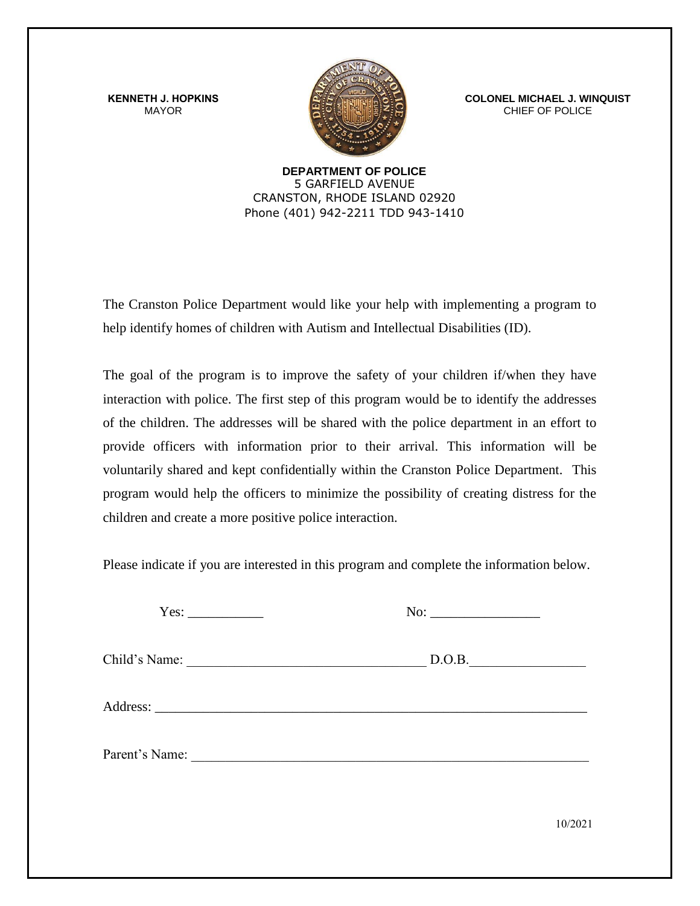**KENNETH J. HOPKINS**
MAYOR

**COLONEL MICHAEL J. WINQUIST**
CHIEF OF POLICE

**DEPARTMENT OF POLICE**
5 GARFIELD AVENUE
CRANSTON, RHODE ISLAND 02920
Phone (401) 942-2211 TDD 943-1410

The Cranston Police Department would like your help with implementing a program to help identify homes of children with Autism and Intellectual Disabilities (ID).

The goal of the program is to improve the safety of your children if/when they have interaction with police. The first step of this program would be to identify the addresses of the children. The addresses will be shared with the police department in an effort to provide officers with information prior to their arrival. This information will be voluntarily shared and kept confidentially within the Cranston Police Department. This program would help the officers to minimize the possibility of creating distress for the children and create a more positive police interaction.

Please indicate if you are interested in this program and complete the information below.

Yes: ___________ No: ________________

Child's Name: __________________________________ D.O.B.________________

Address: ________________________________________________________________

Parent's Name: ___________________________________________________________

10/2021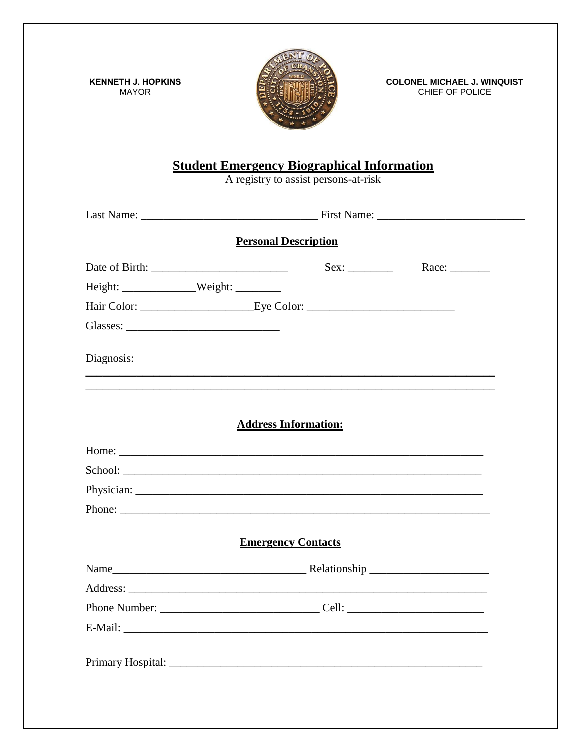**KENNETH J. HOPKINS**
MAYOR

**COLONEL MICHAEL J. WINQUIST**
CHIEF OF POLICE

# Student Emergency Biographical Information

A registry to assist persons-at-risk

Last Name: ______________________________ First Name: _________________________

## Personal Description

Date of Birth: _______________________ Sex: ________ Race: _______

Height: _____________Weight: ________

Hair Color: ___________________Eye Color: _________________________

Glasses: __________________________

Diagnosis:

______________________________________________________________________

______________________________________________________________________

## Address Information:

Home: ______________________________________________________________

School: _____________________________________________________________

Physician: ___________________________________________________________

Phone: ______________________________________________________________

## Emergency Contacts

Name_________________________________ Relationship ____________________

Address: _____________________________________________________________

Phone Number: ___________________________ Cell: _______________________

E-Mail: ______________________________________________________________

Primary Hospital: ______________________________________________________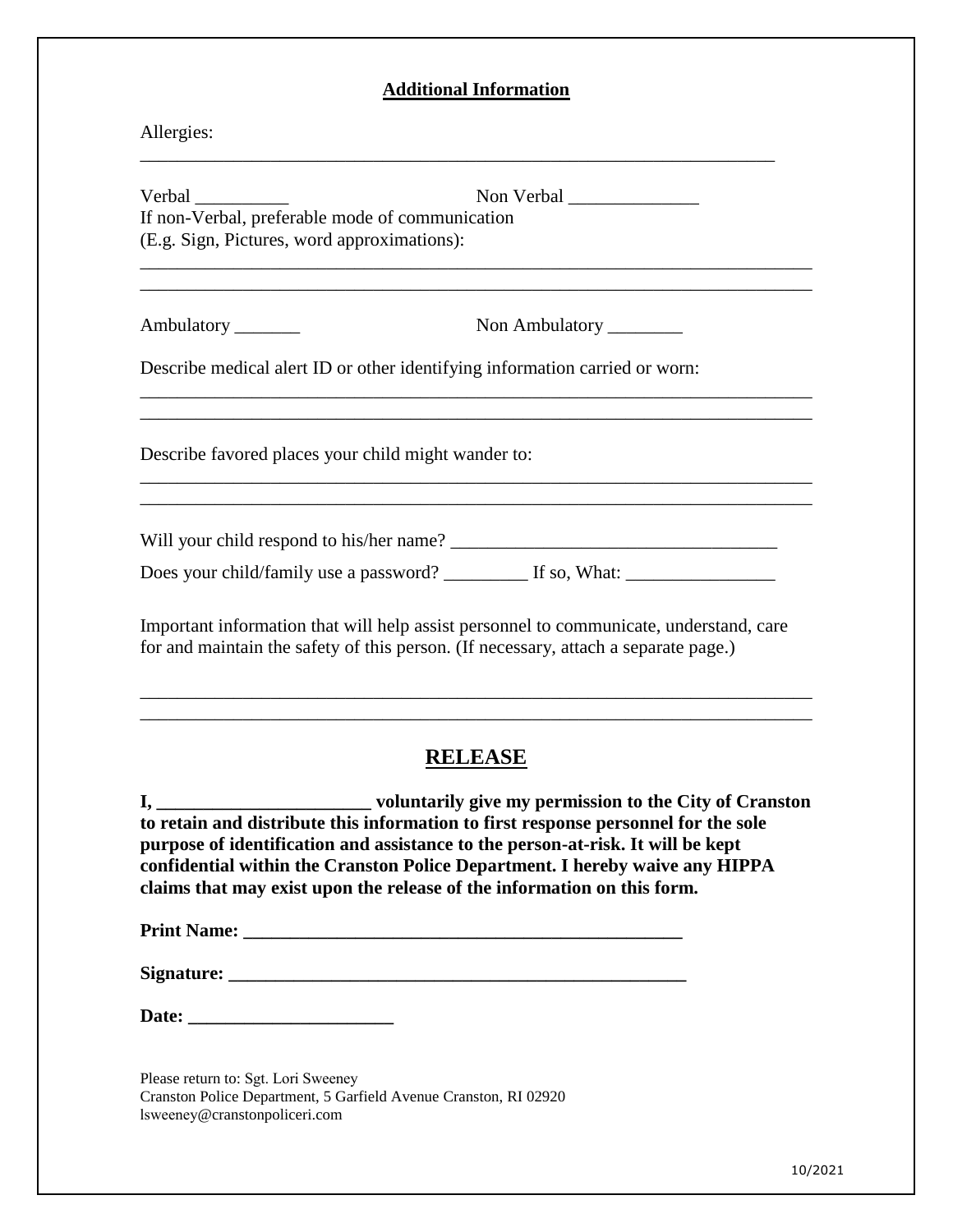## Additional Information

Allergies:

______________________________________________________________________

Verbal __________ Non Verbal ______________

If non-Verbal, preferable mode of communication
(E.g. Sign, Pictures, word approximations):

__________________________________________________________________________

__________________________________________________________________________

Ambulatory _______ Non Ambulatory ________

Describe medical alert ID or other identifying information carried or worn:

__________________________________________________________________________

__________________________________________________________________________

Describe favored places your child might wander to:

__________________________________________________________________________

__________________________________________________________________________

Will your child respond to his/her name? ___________________________________

Does your child/family use a password? _________ If so, What: ________________

Important information that will help assist personnel to communicate, understand, care for and maintain the safety of this person. (If necessary, attach a separate page.)

__________________________________________________________________________

__________________________________________________________________________

## RELEASE

**I, _______________________ voluntarily give my permission to the City of Cranston to retain and distribute this information to first response personnel for the sole purpose of identification and assistance to the person-at-risk. It will be kept confidential within the Cranston Police Department. I hereby waive any HIPPA claims that may exist upon the release of the information on this form.**

**Print Name: ________________________________________________**

**Signature: __________________________________________________**

**Date: ______________________**

Please return to: Sgt. Lori Sweeney
Cranston Police Department, 5 Garfield Avenue Cranston, RI 02920
lsweeney@cranstonpoliceri.com

10/2021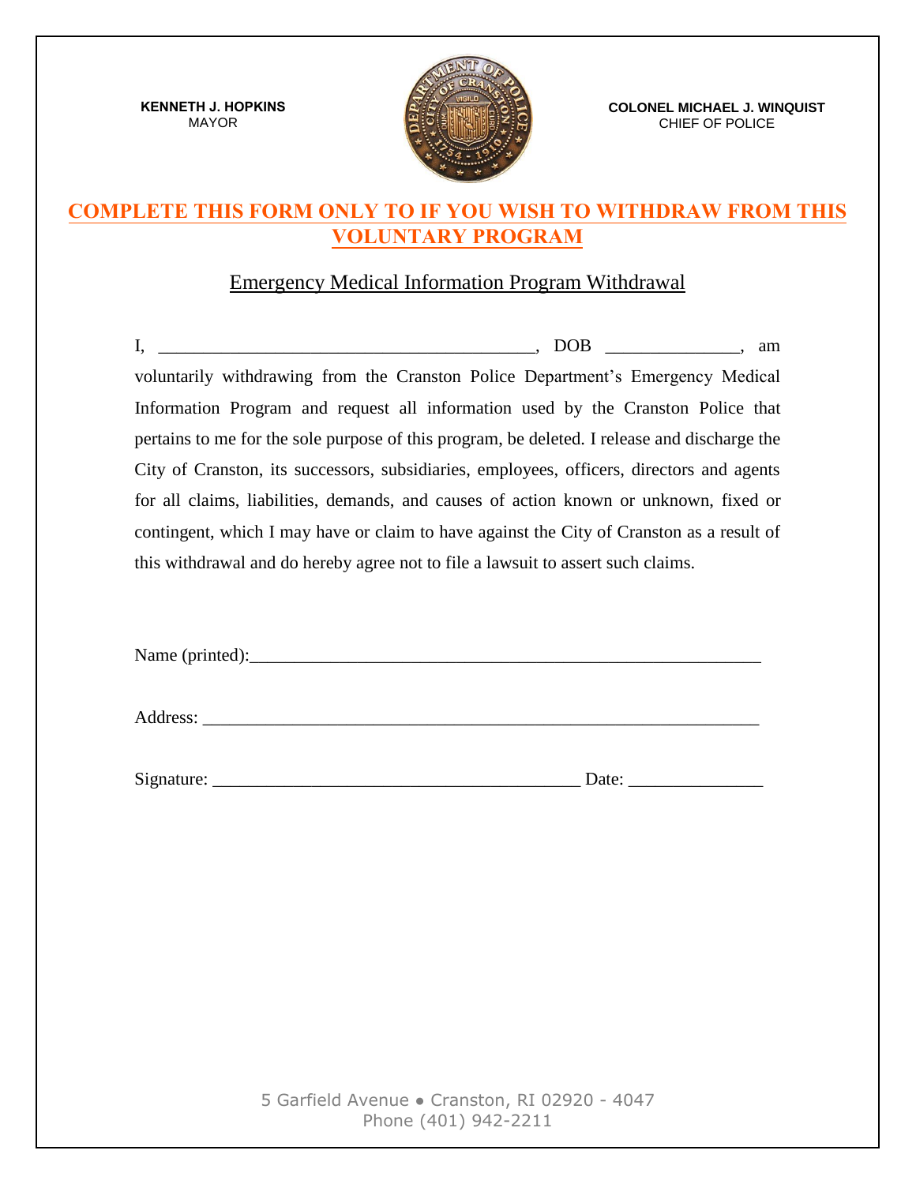**KENNETH J. HOPKINS**
MAYOR

**COLONEL MICHAEL J. WINQUIST**
CHIEF OF POLICE

## COMPLETE THIS FORM ONLY TO IF YOU WISH TO WITHDRAW FROM THIS VOLUNTARY PROGRAM

### Emergency Medical Information Program Withdrawal

I, __________________________________________, DOB _______________, am voluntarily withdrawing from the Cranston Police Department's Emergency Medical Information Program and request all information used by the Cranston Police that pertains to me for the sole purpose of this program, be deleted. I release and discharge the City of Cranston, its successors, subsidiaries, employees, officers, directors and agents for all claims, liabilities, demands, and causes of action known or unknown, fixed or contingent, which I may have or claim to have against the City of Cranston as a result of this withdrawal and do hereby agree not to file a lawsuit to assert such claims.

Name (printed):_________________________________________________________

Address: _______________________________________________________________

Signature: ________________________________________ Date: _______________

5 Garfield Avenue ● Cranston, RI 02920 - 4047
Phone (401) 942-2211